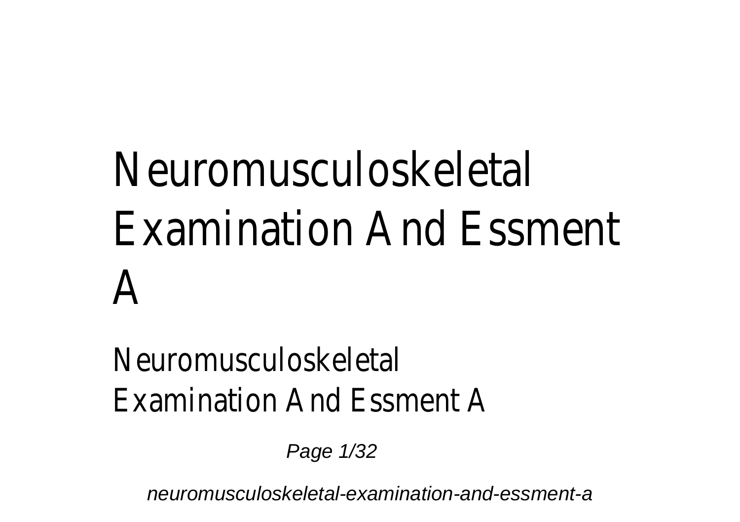# Neuromusculoskeletal Examination And Essment A

Neuromusculoskeletal Examination And Essment A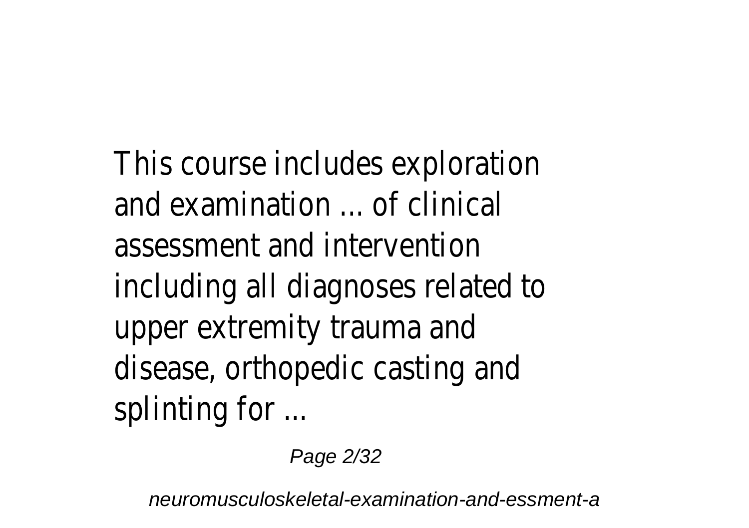This course includes exploration and examination ... of clinical assessment and intervention including all diagnoses related to upper extremity trauma and disease, orthopedic casting and splinting for ...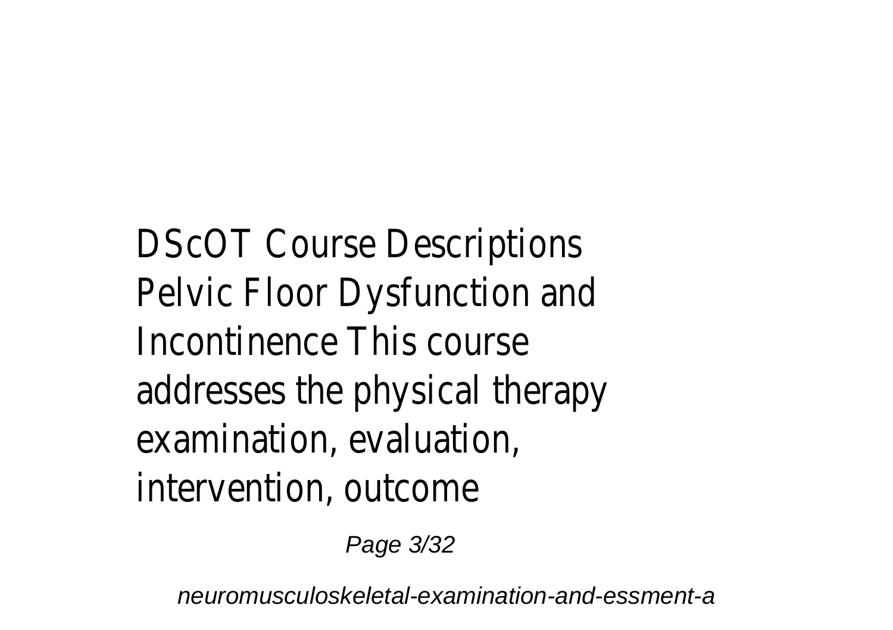DScOT Course Descriptions Pelvic Floor Dysfunction and Incontinence This course addresses the physical therapy examination, evaluation, intervention, outcome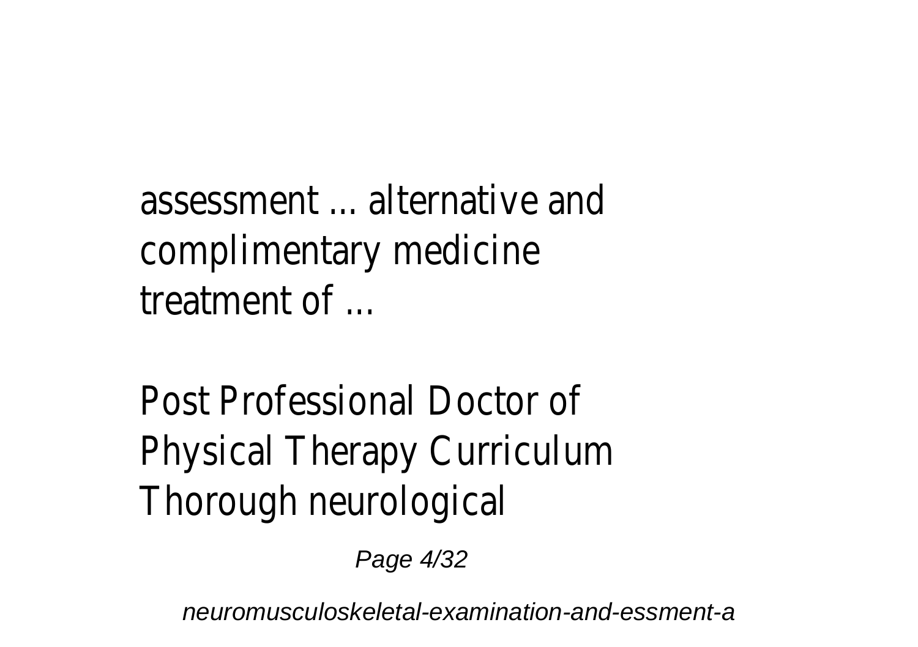assessment ... alternative and complimentary medicine treatment of ...

Post Professional Doctor of Physical Therapy Curriculum Thorough neurological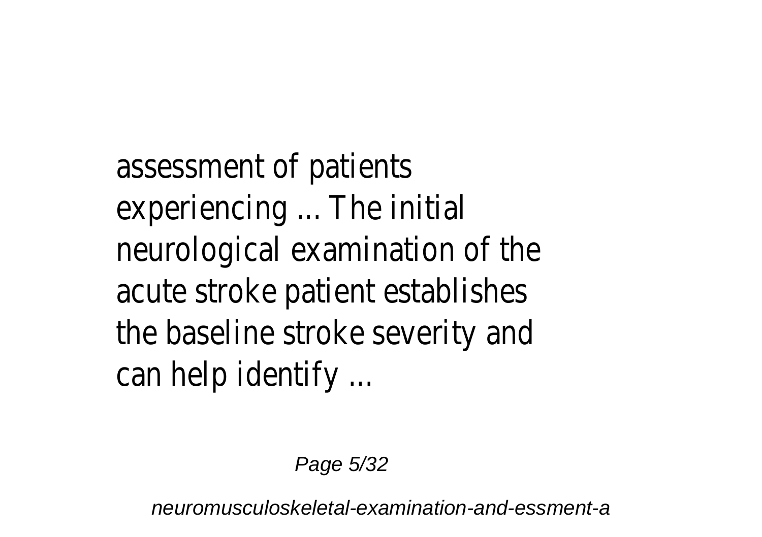assessment of patients experiencing ... The initial neurological examination of the acute stroke patient establishes the baseline stroke severity and can help identify ...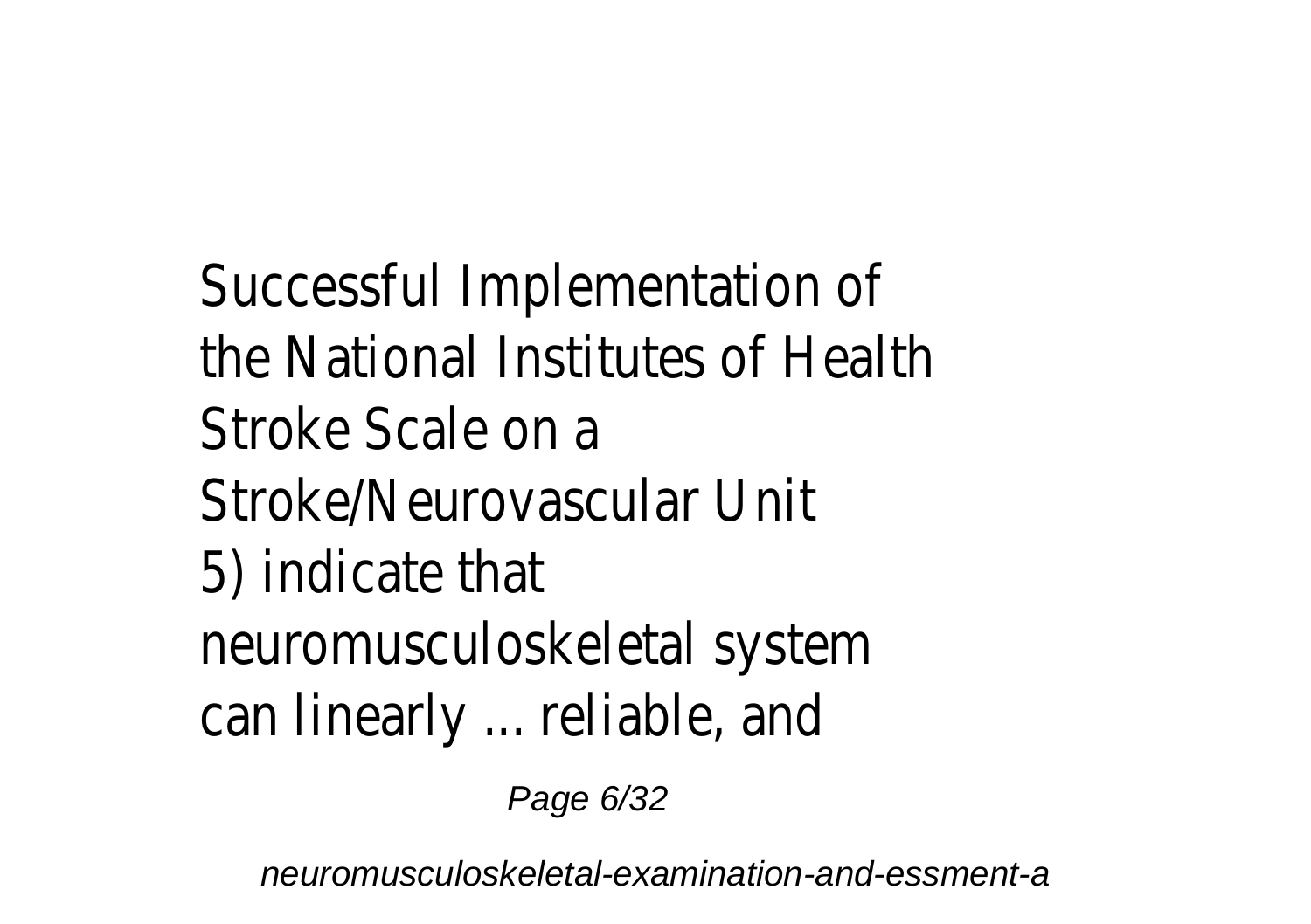Successful Implementation of the National Institutes of Health Stroke Scale on a Stroke/Neurovascular Unit
5) indicate that neuromusculoskeletal system can linearly ... reliable, and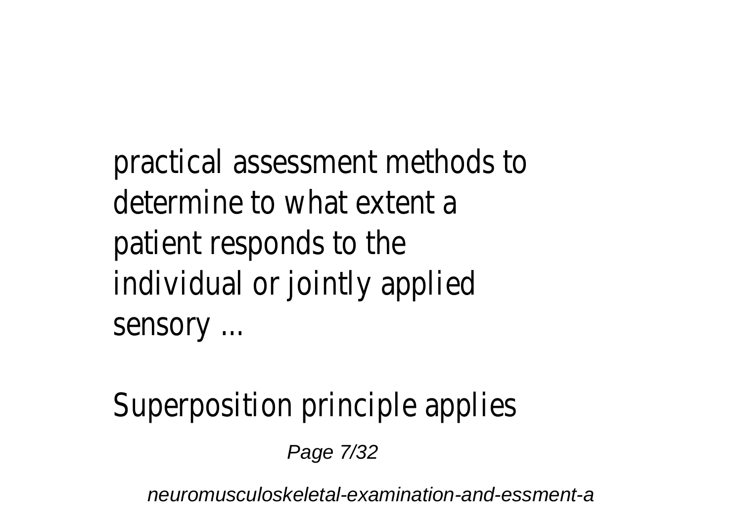practical assessment methods to determine to what extent a patient responds to the individual or jointly applied sensory ...

Superposition principle applies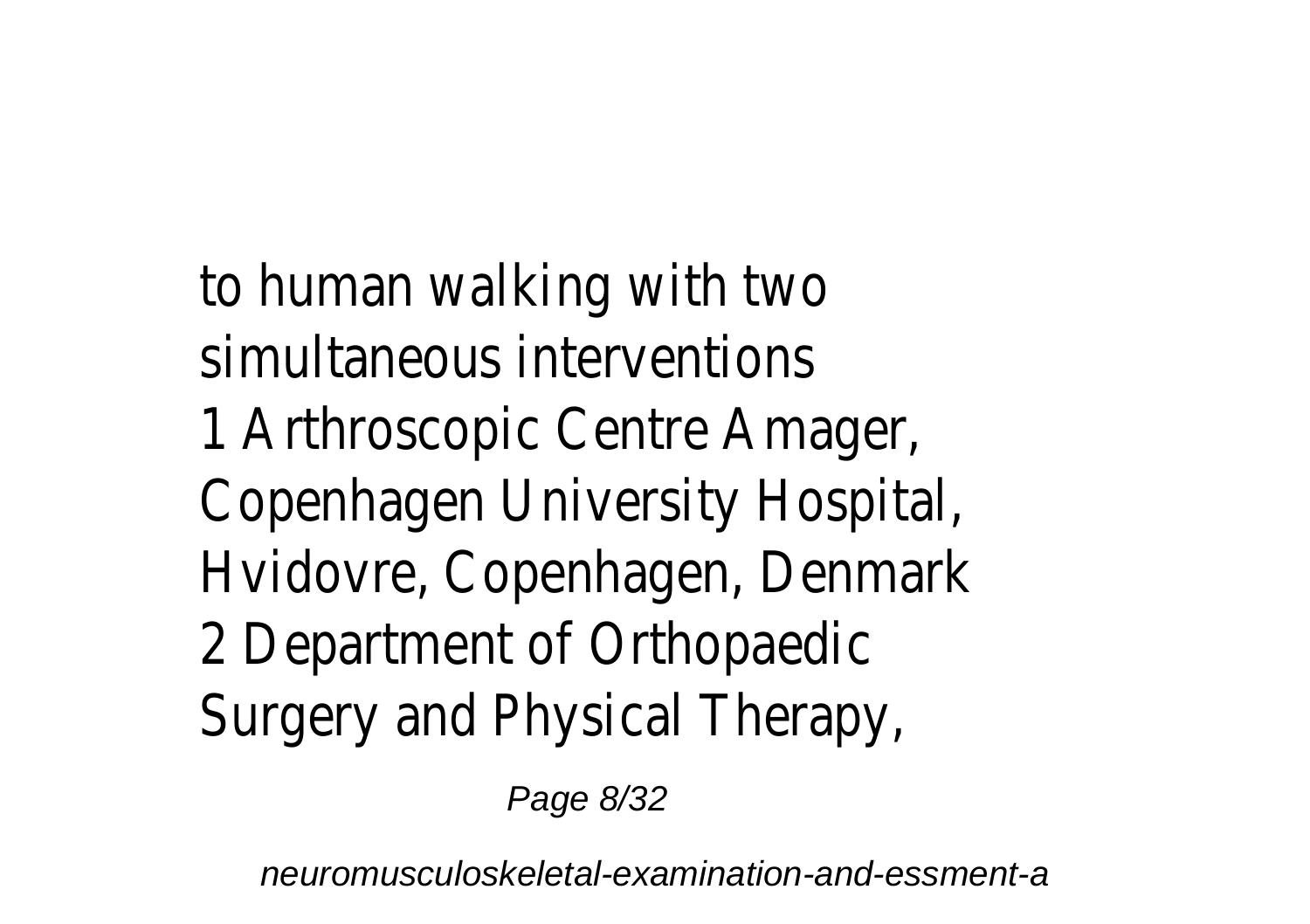to human walking with two simultaneous interventions

1 Arthroscopic Centre Amager, Copenhagen University Hospital, Hvidovre, Copenhagen, Denmark

2 Department of Orthopaedic Surgery and Physical Therapy,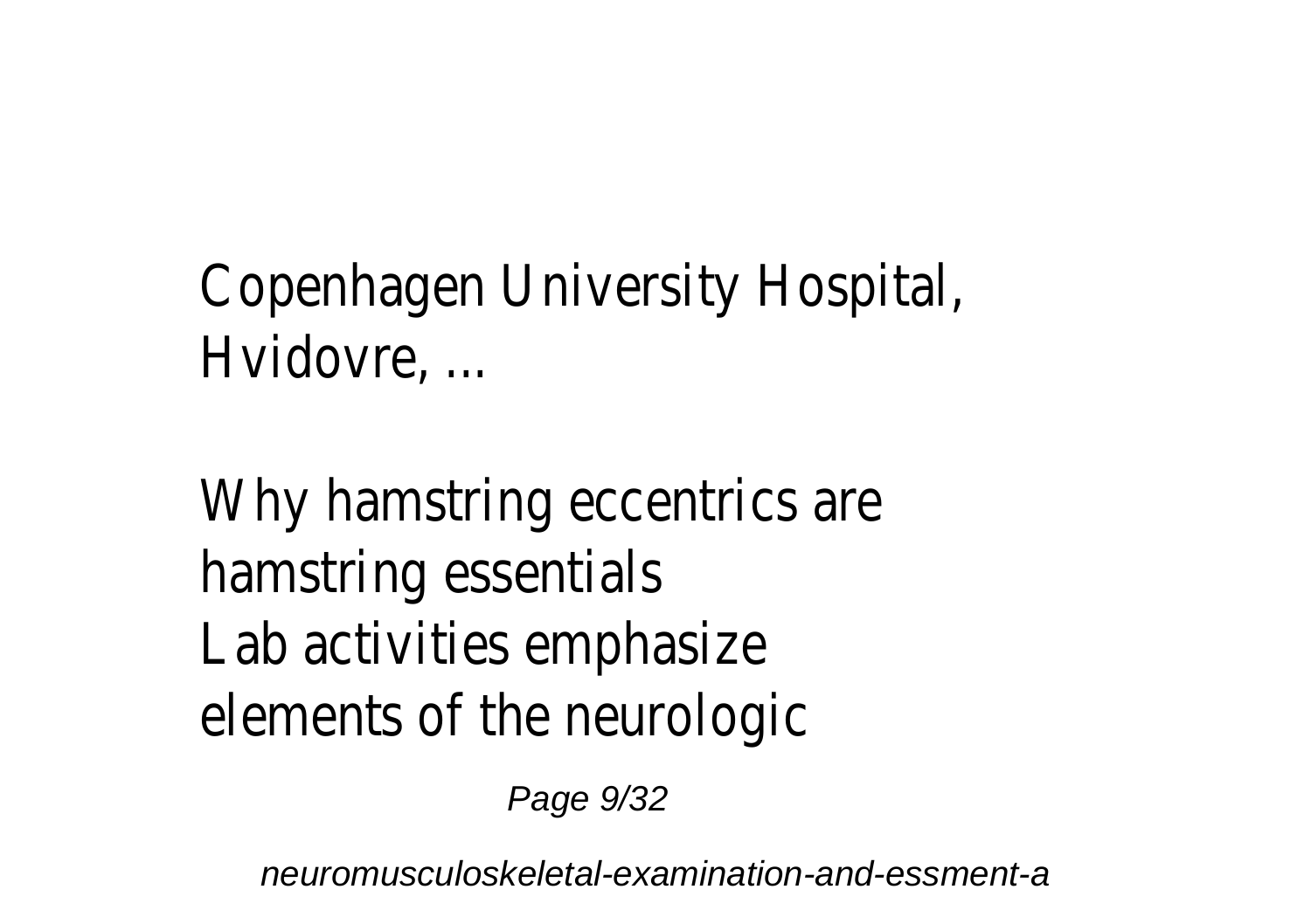Copenhagen University Hospital, Hvidovre, ...

Why hamstring eccentrics are hamstring essentials
Lab activities emphasize elements of the neurologic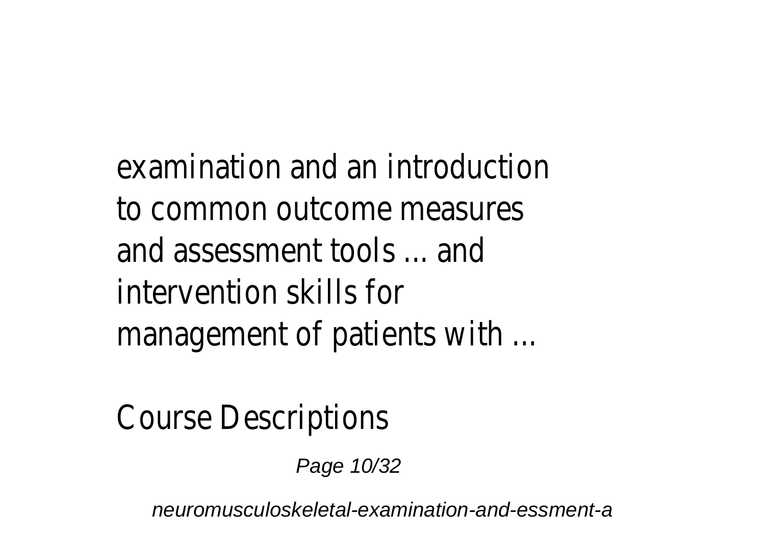examination and an introduction to common outcome measures and assessment tools ... and intervention skills for management of patients with ...

Course Descriptions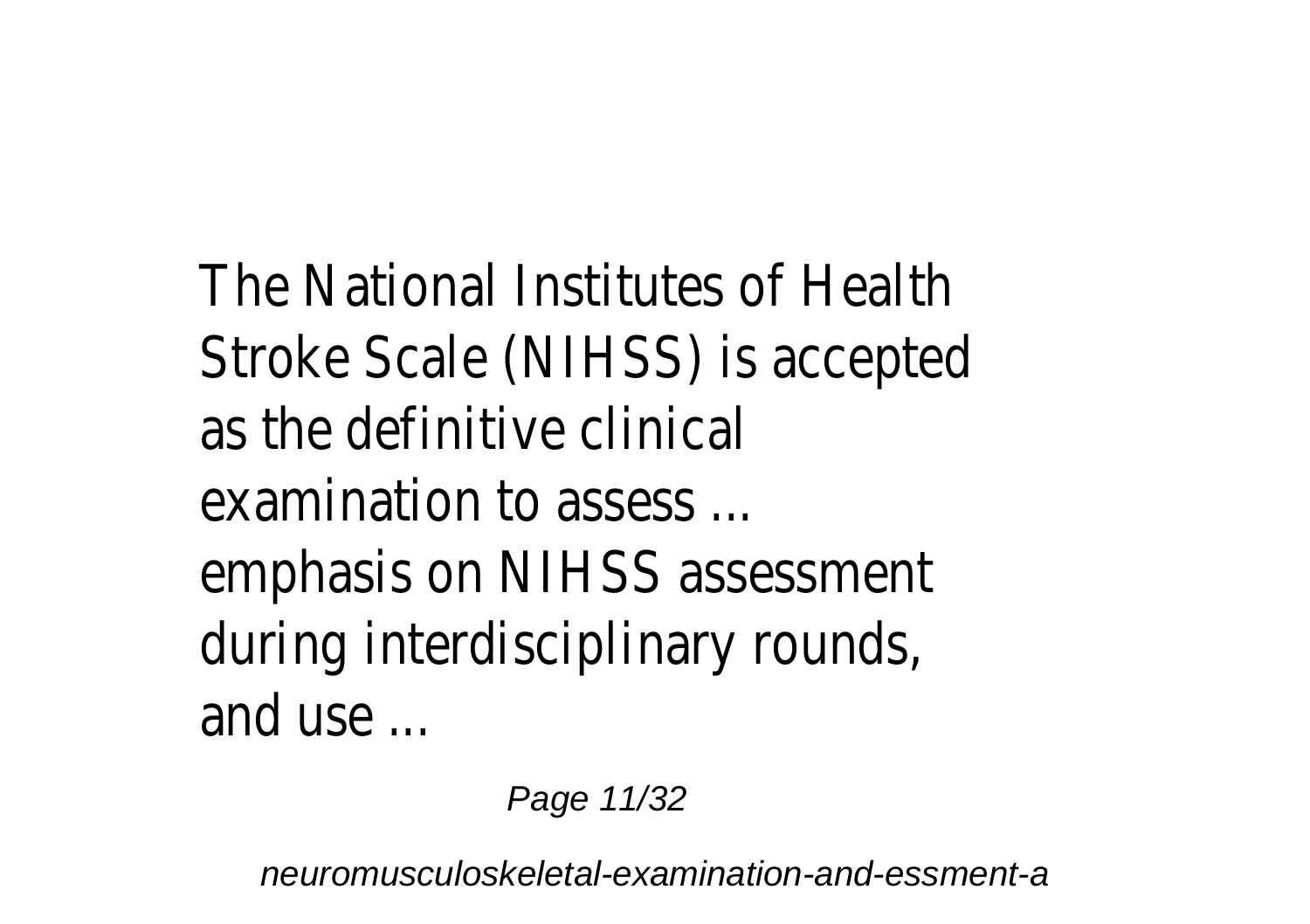The National Institutes of Health Stroke Scale (NIHSS) is accepted as the definitive clinical examination to assess ... emphasis on NIHSS assessment during interdisciplinary rounds, and use ...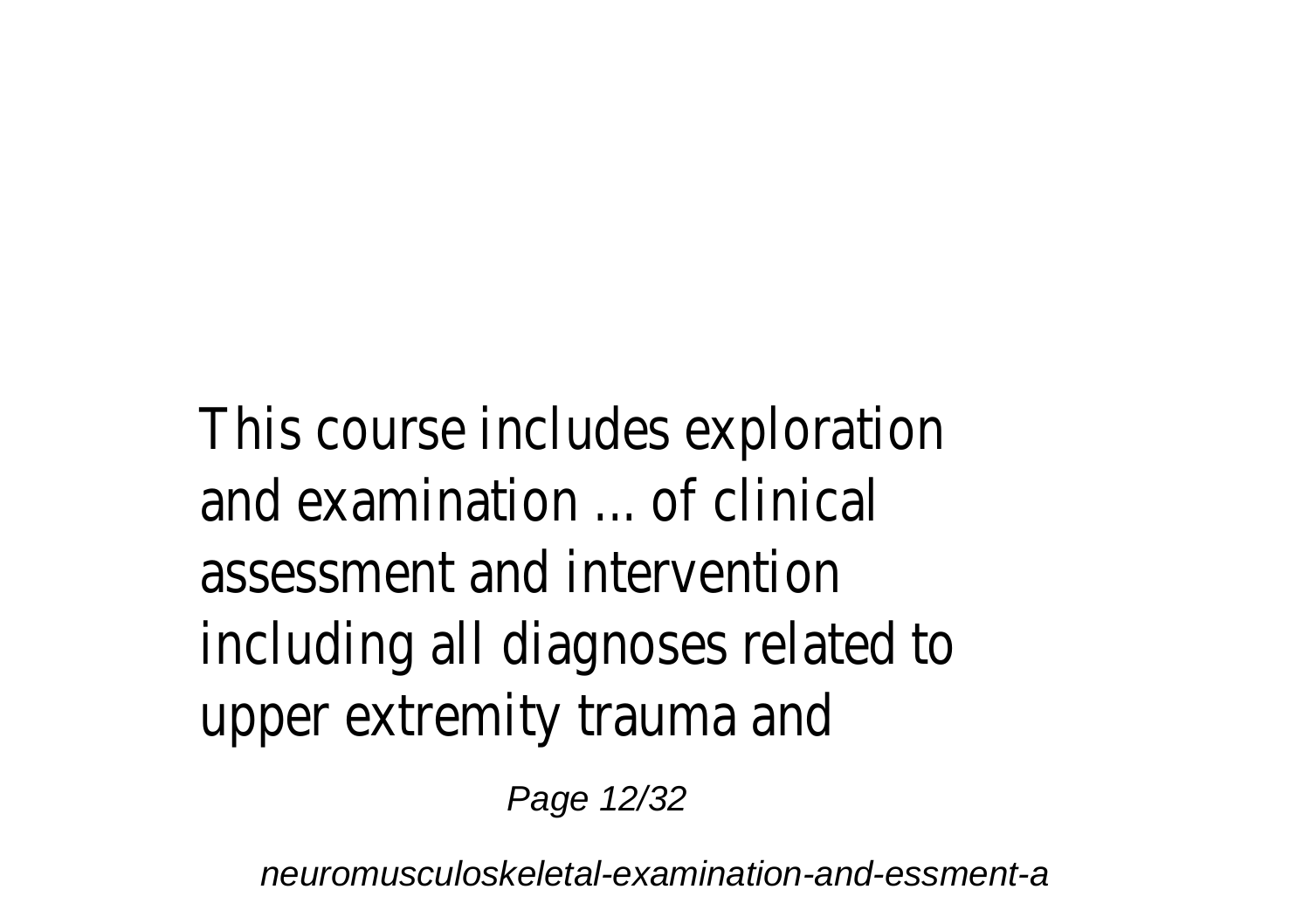This course includes exploration and examination ... of clinical assessment and intervention including all diagnoses related to upper extremity trauma and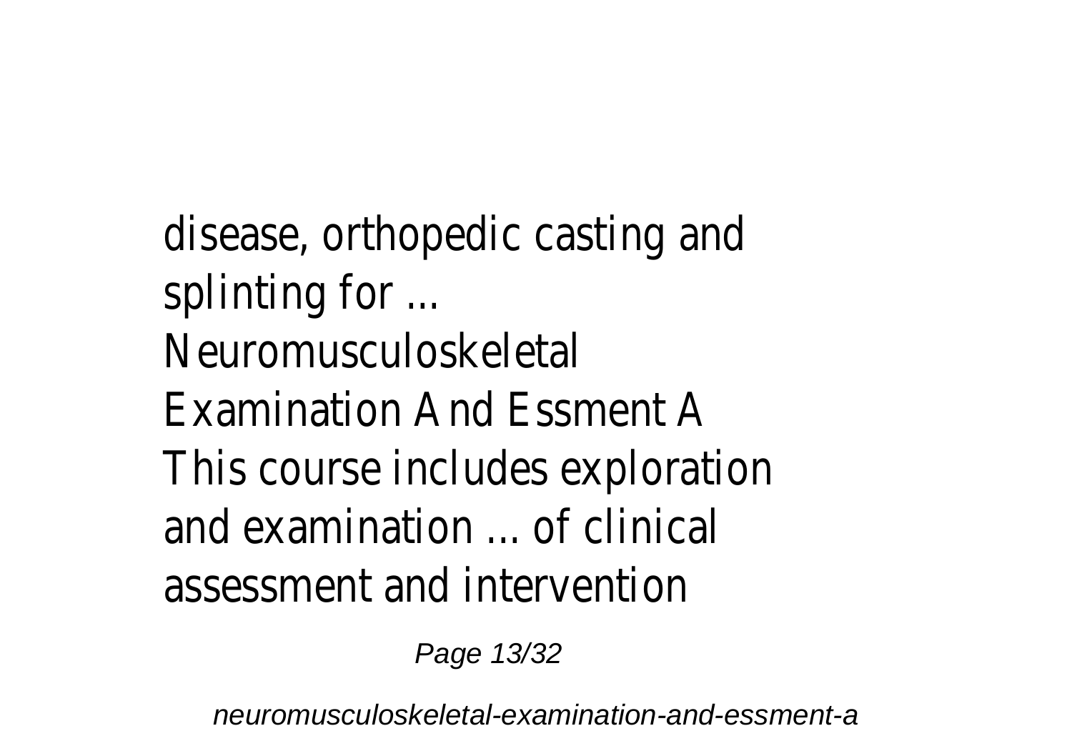disease, orthopedic casting and splinting for ...

Neuromusculoskeletal Examination And Essment A

This course includes exploration and examination ... of clinical assessment and intervention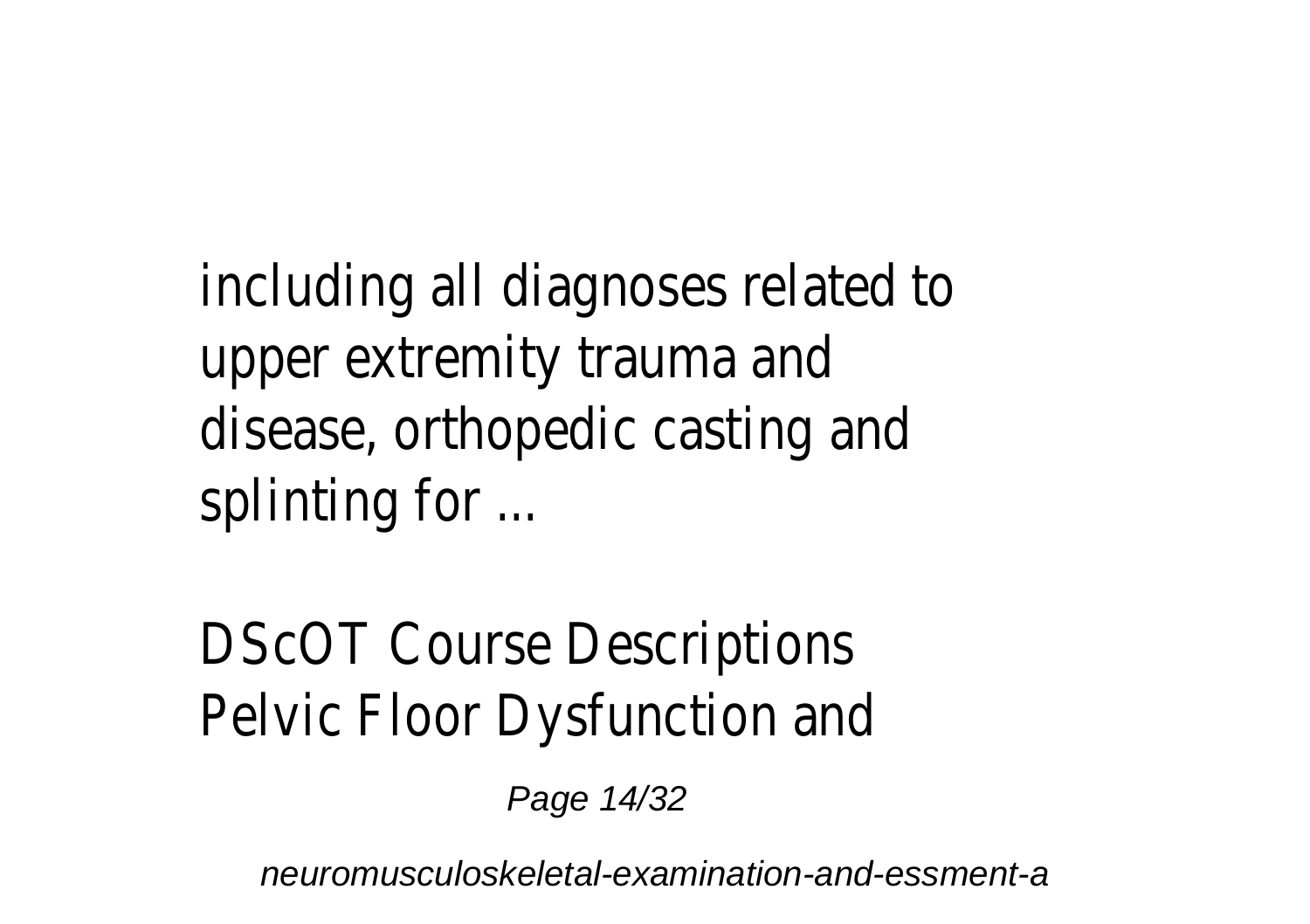including all diagnoses related to upper extremity trauma and disease, orthopedic casting and splinting for ...

DScOT Course Descriptions
Pelvic Floor Dysfunction and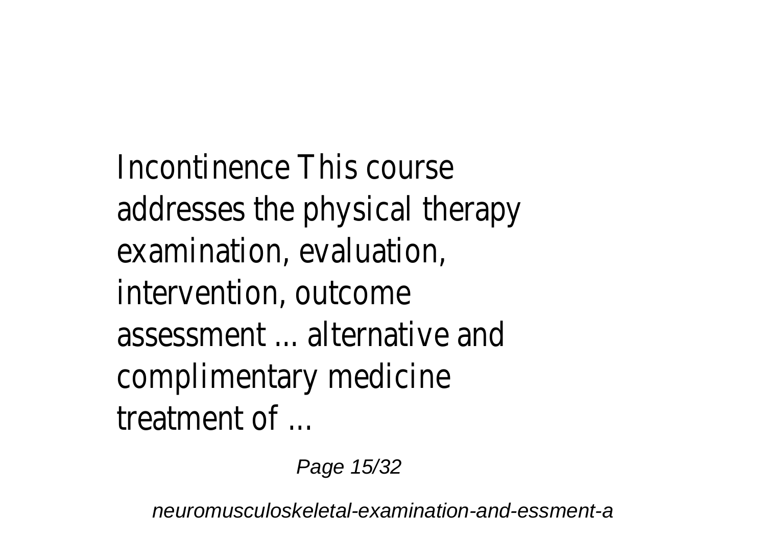Incontinence This course addresses the physical therapy examination, evaluation, intervention, outcome assessment ... alternative and complimentary medicine treatment of ...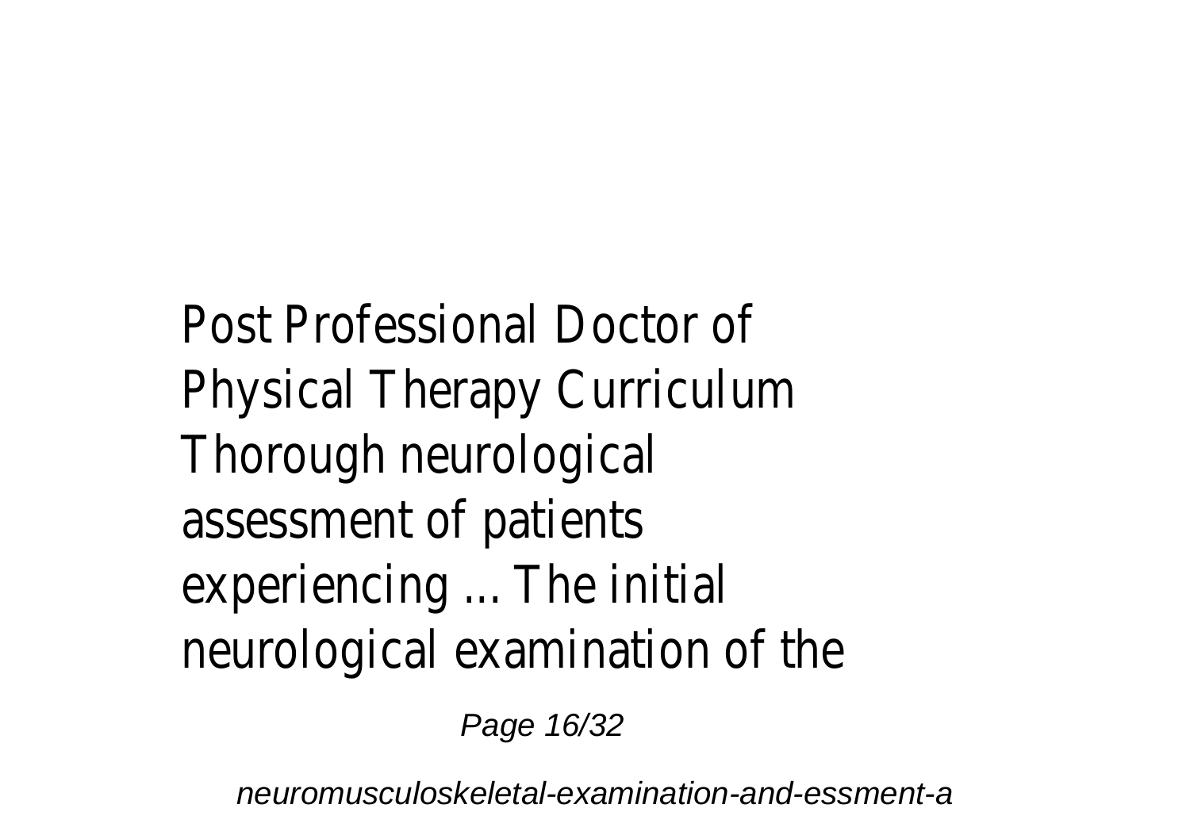Post Professional Doctor of Physical Therapy Curriculum Thorough neurological assessment of patients experiencing ... The initial neurological examination of the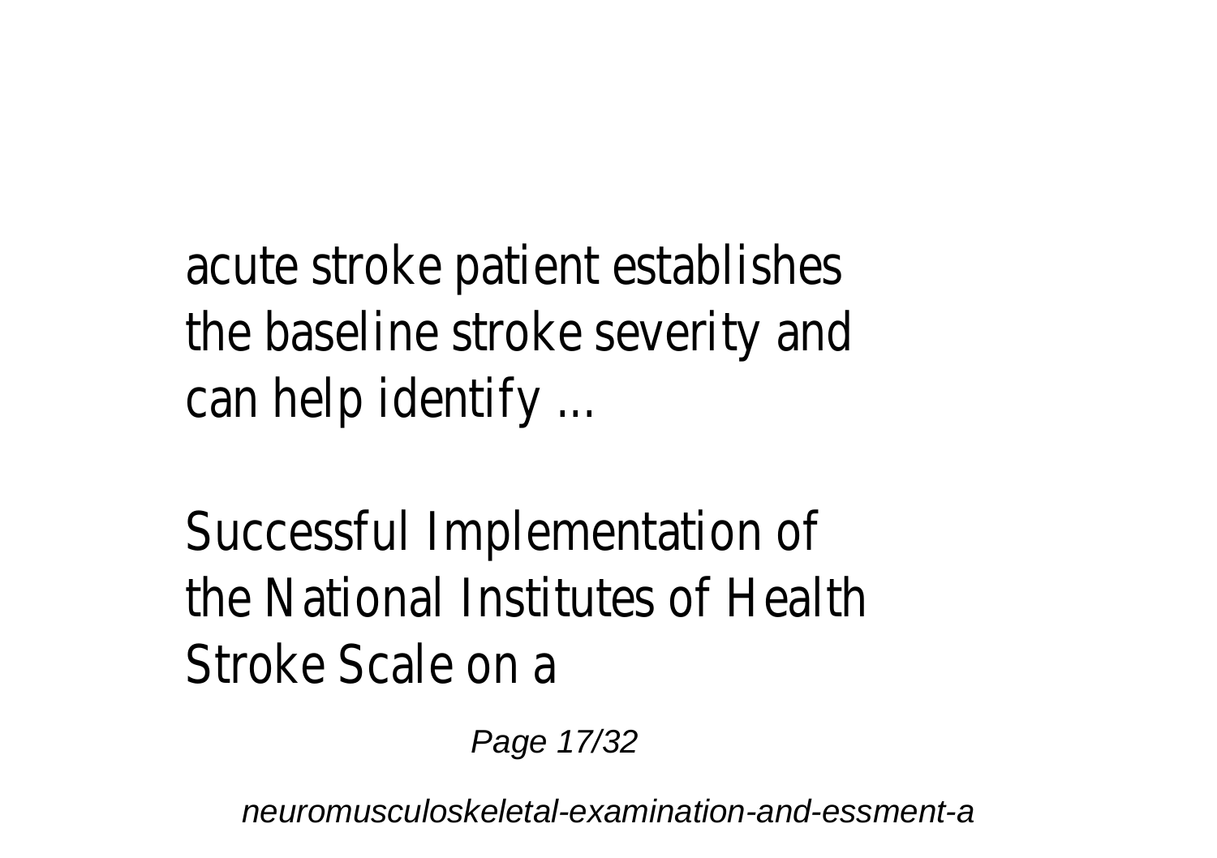acute stroke patient establishes the baseline stroke severity and can help identify ...

## Successful Implementation of the National Institutes of Health Stroke Scale on a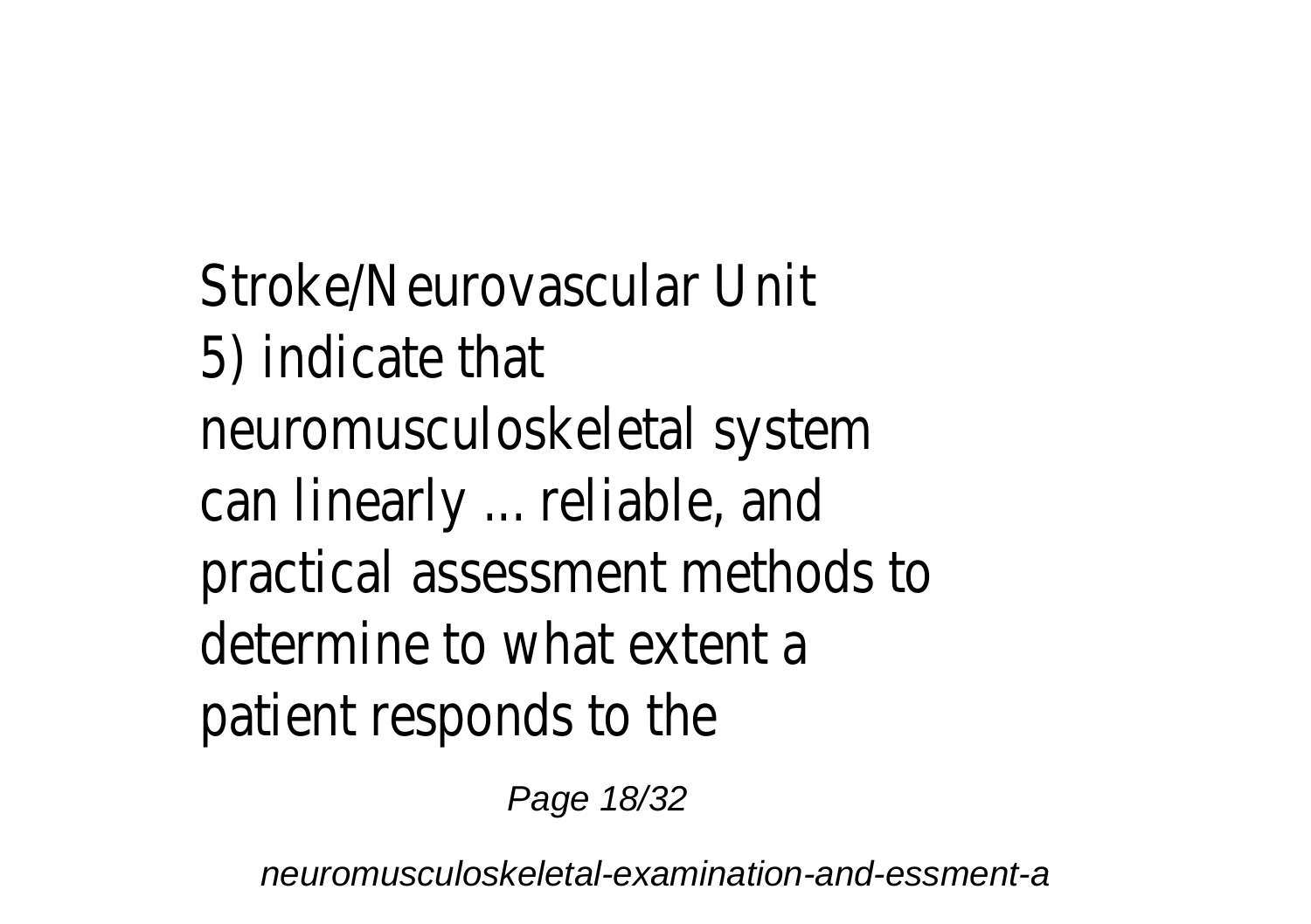Stroke/Neurovascular Unit
5) indicate that
neuromusculoskeletal system
can linearly ... reliable, and
practical assessment methods to
determine to what extent a
patient responds to the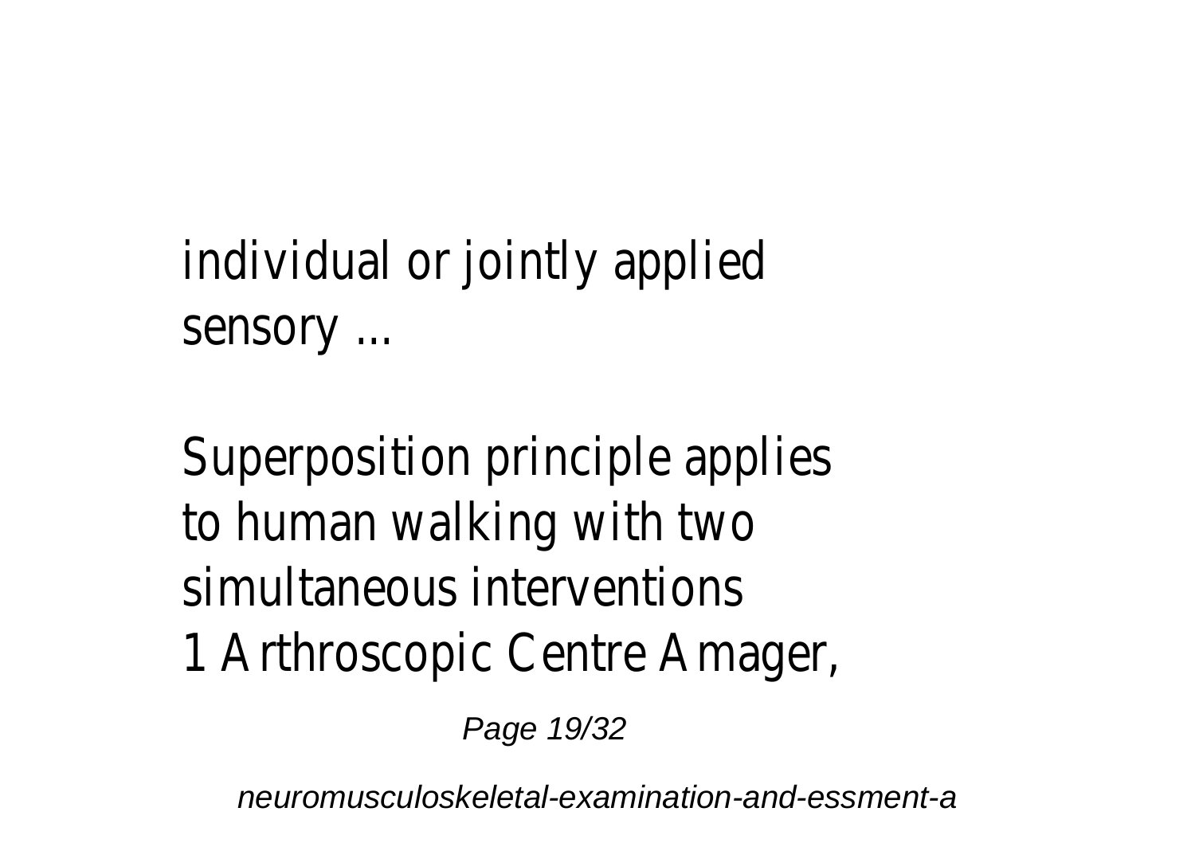individual or jointly applied sensory ...

Superposition principle applies to human walking with two simultaneous interventions
1 Arthroscopic Centre Amager,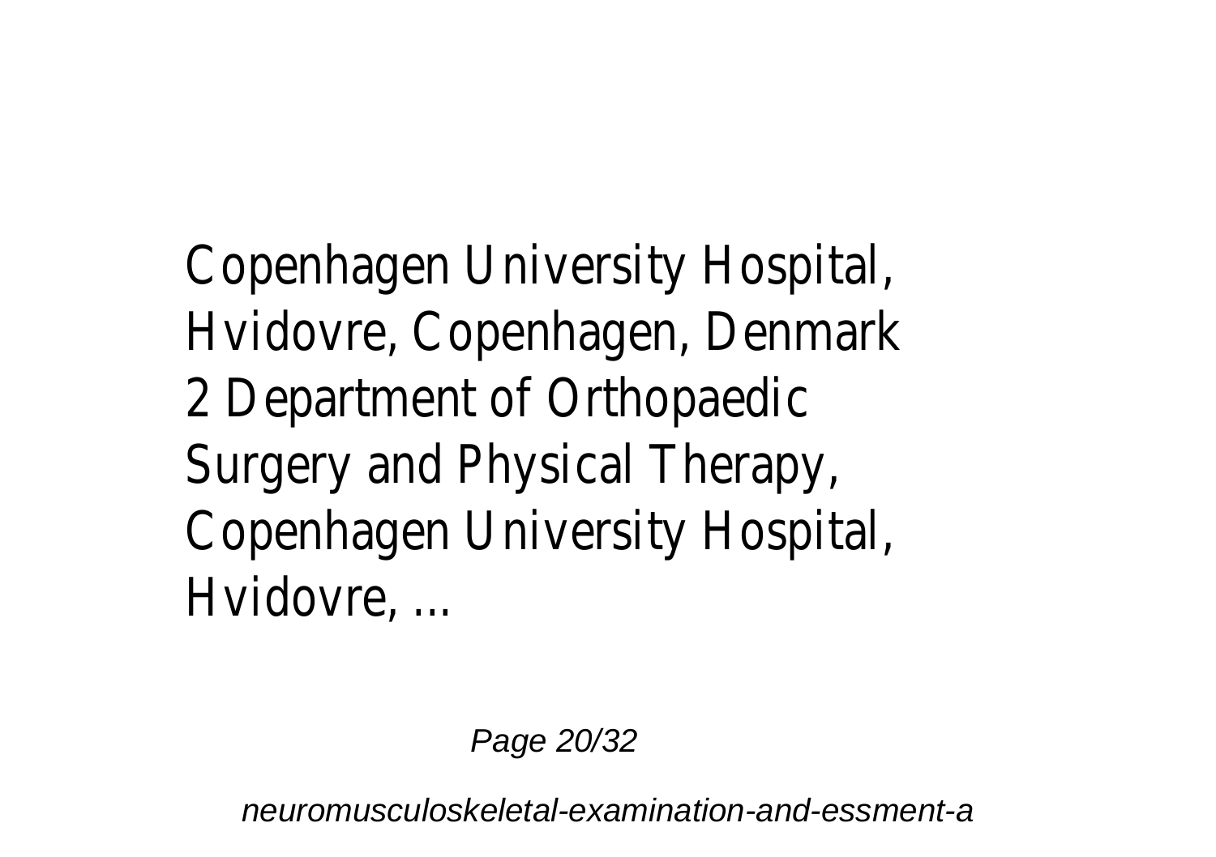Copenhagen University Hospital, Hvidovre, Copenhagen, Denmark 2 Department of Orthopaedic Surgery and Physical Therapy, Copenhagen University Hospital, Hvidovre, ...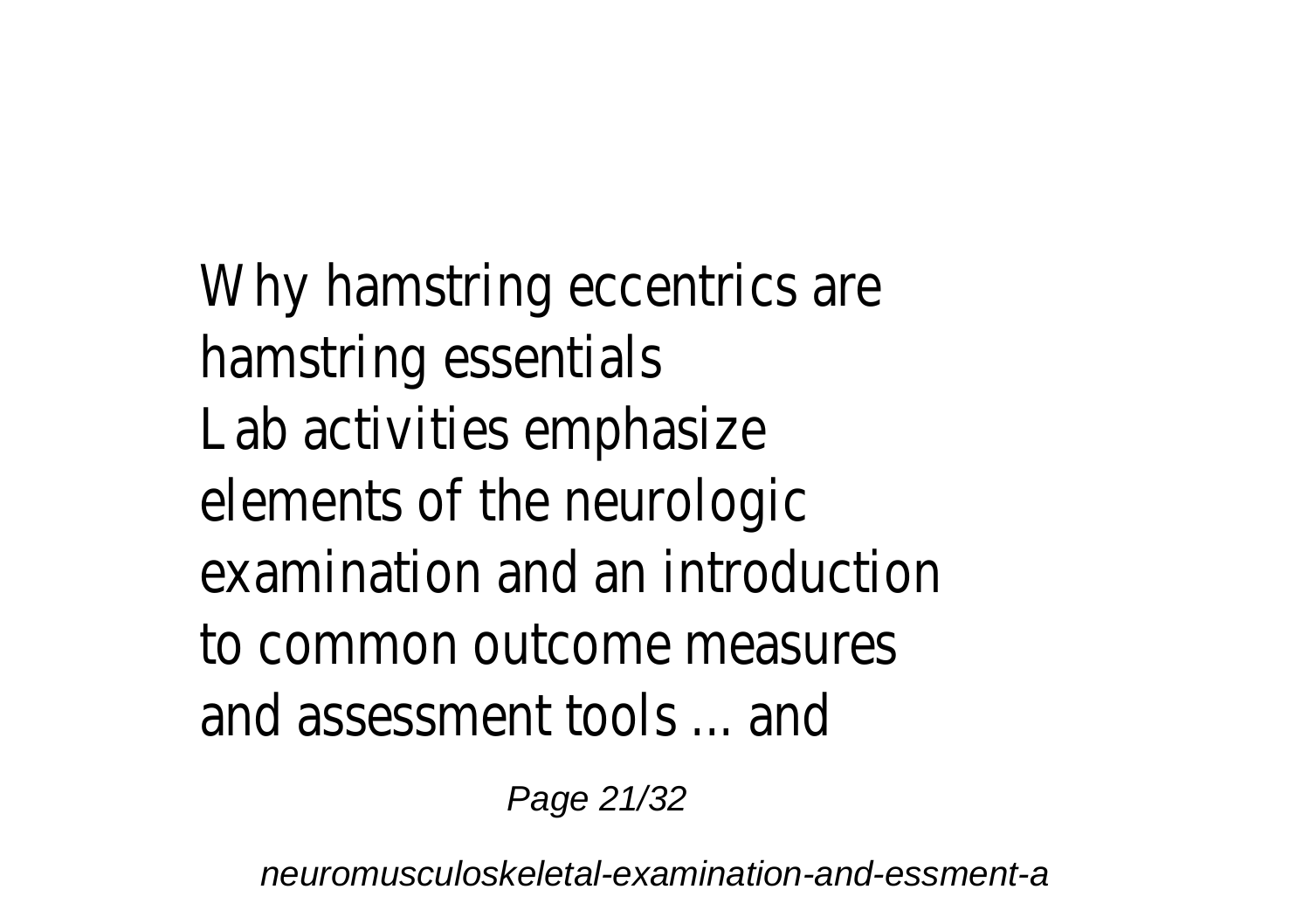Why hamstring eccentrics are hamstring essentials

Lab activities emphasize elements of the neurologic examination and an introduction to common outcome measures and assessment tools ... and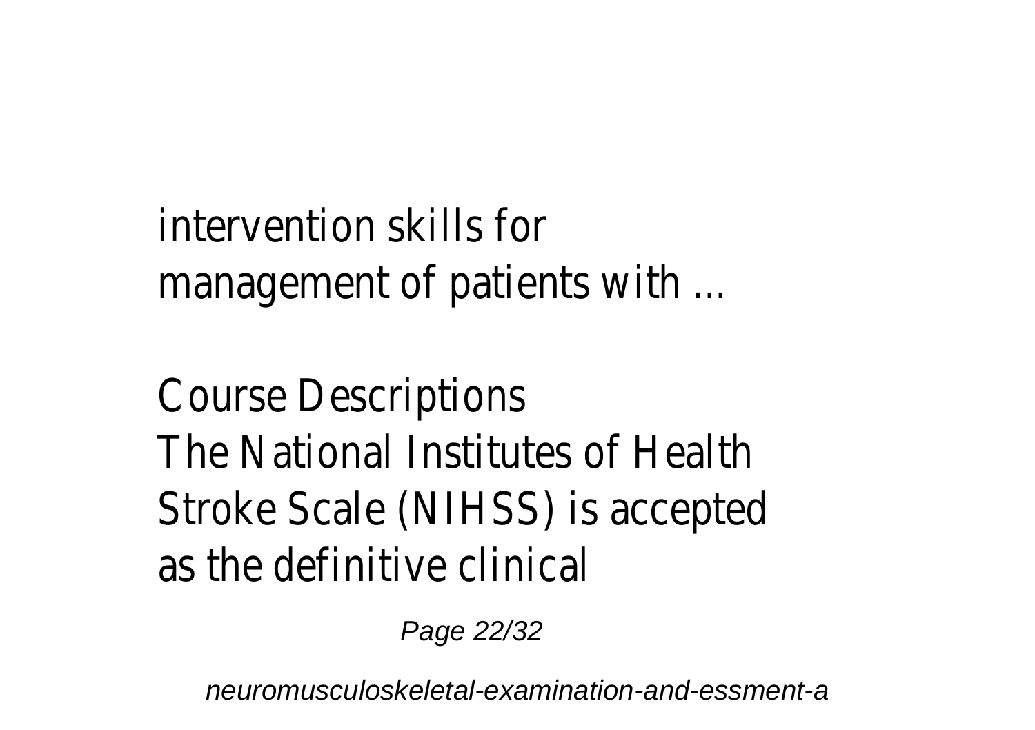intervention skills for management of patients with ...

Course Descriptions

The National Institutes of Health Stroke Scale (NIHSS) is accepted as the definitive clinical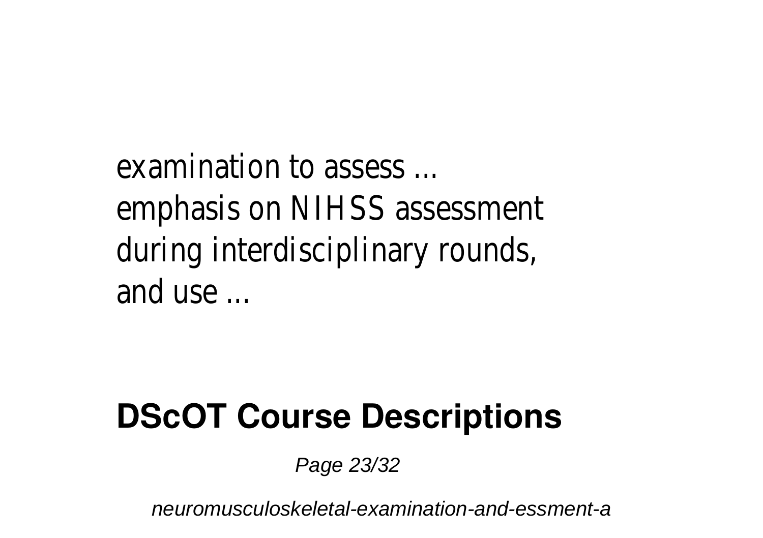examination to assess ...
emphasis on NIHSS assessment during interdisciplinary rounds, and use ...

## DScOT Course Descriptions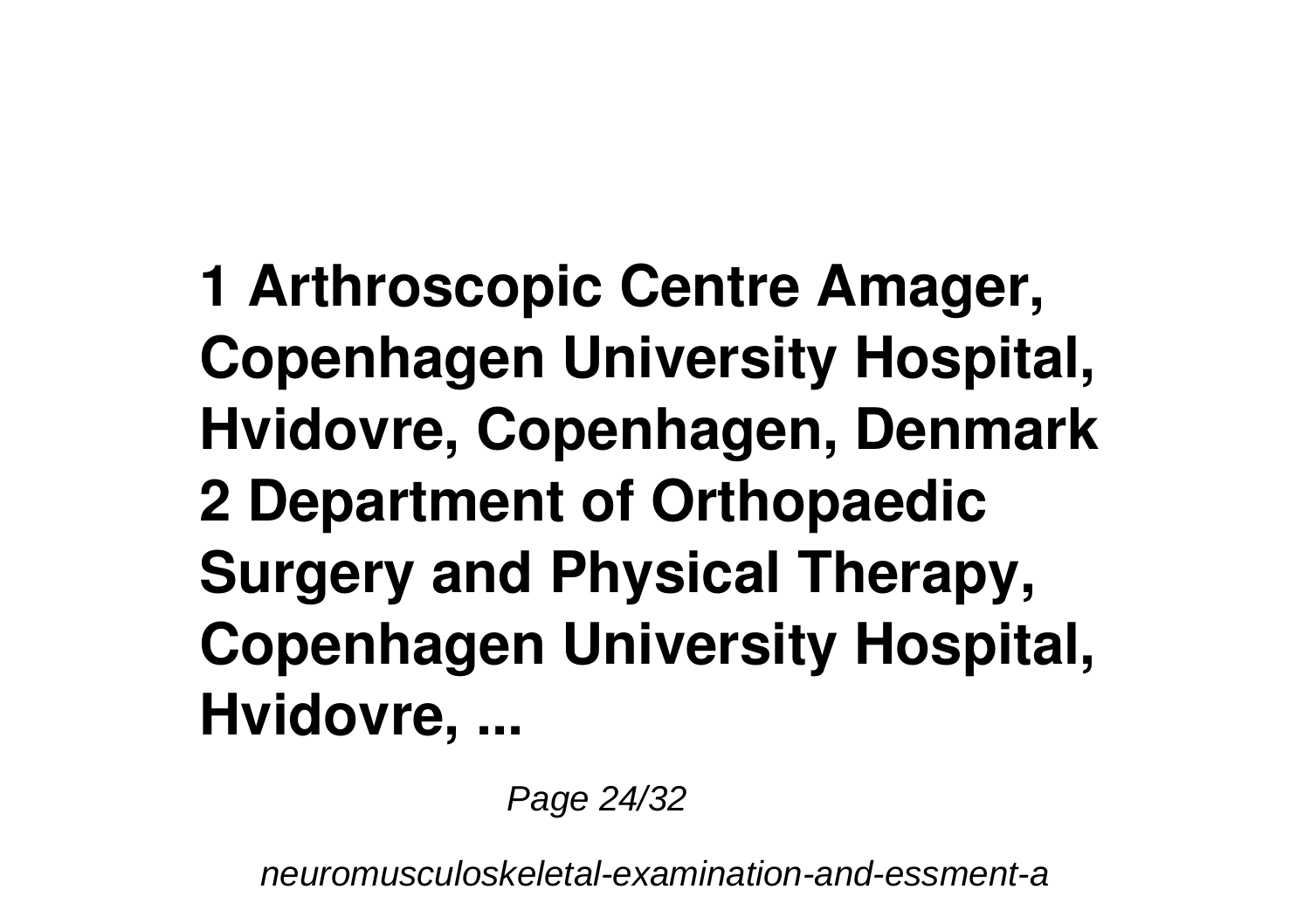**1 Arthroscopic Centre Amager, Copenhagen University Hospital, Hvidovre, Copenhagen, Denmark 2 Department of Orthopaedic Surgery and Physical Therapy, Copenhagen University Hospital, Hvidovre, ...**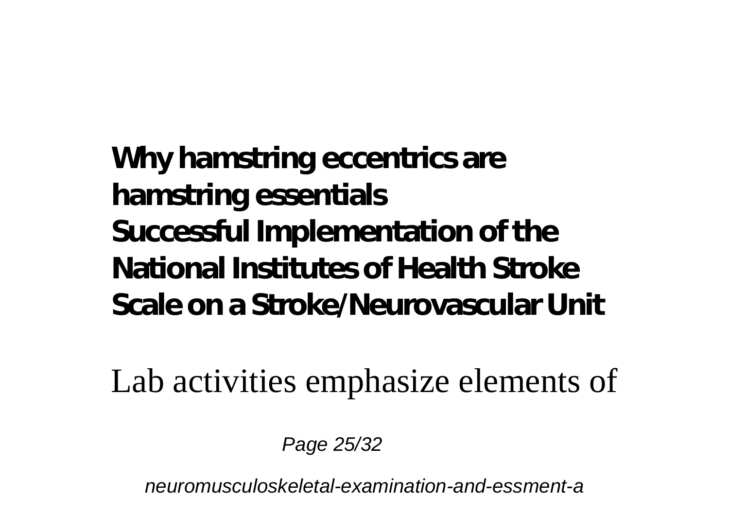**Why hamstring eccentrics are hamstring essentials**

**Successful Implementation of the National Institutes of Health Stroke Scale on a Stroke/Neurovascular Unit**

Lab activities emphasize elements of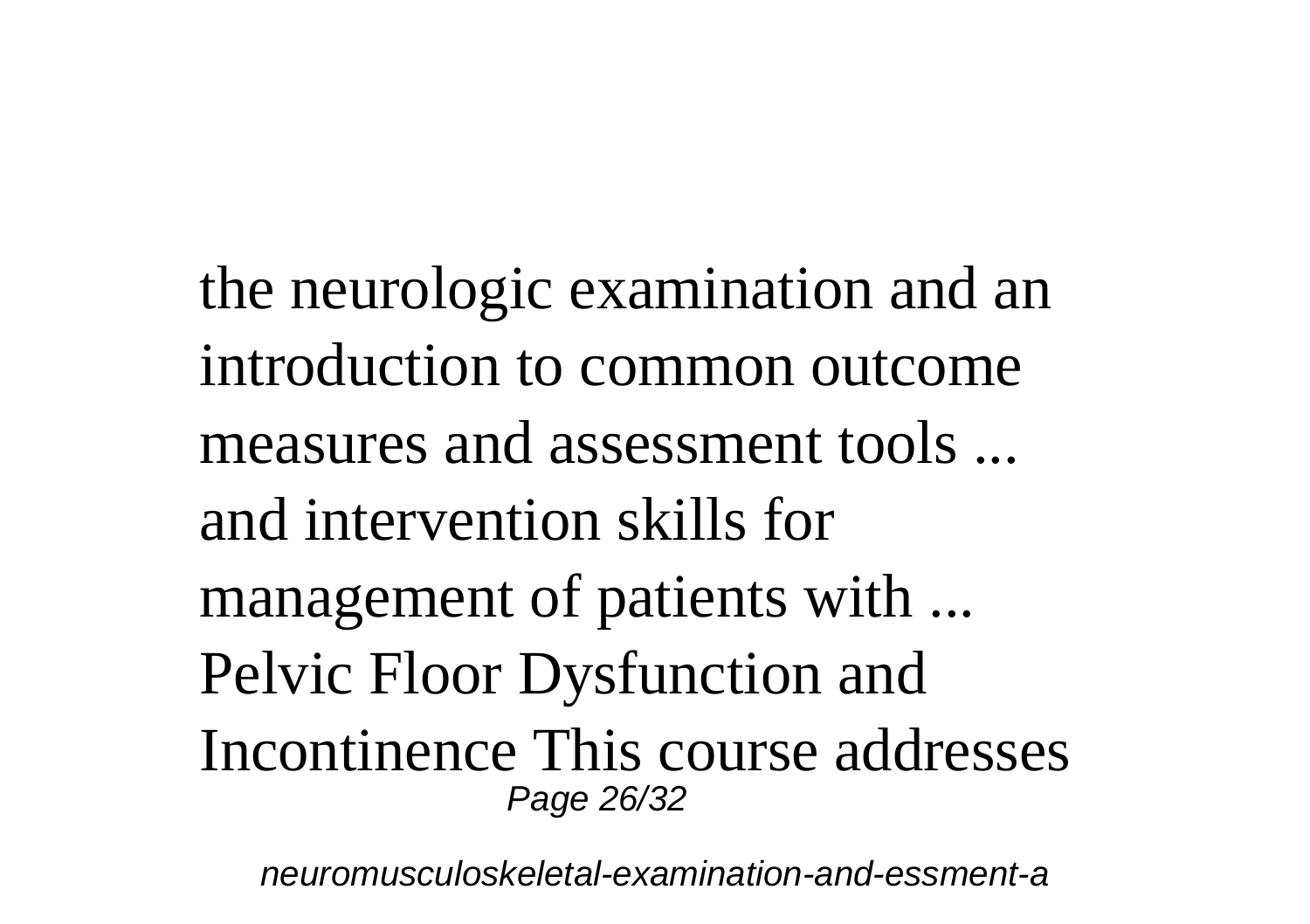the neurologic examination and an introduction to common outcome measures and assessment tools ... and intervention skills for management of patients with ... Pelvic Floor Dysfunction and Incontinence This course addresses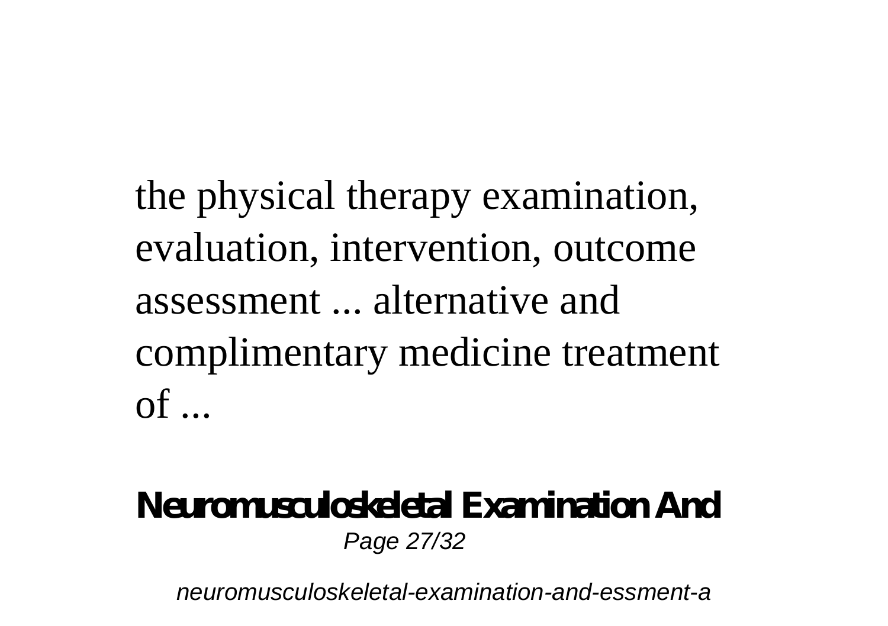the physical therapy examination, evaluation, intervention, outcome assessment ... alternative and complimentary medicine treatment of ...

## Neuromusculoskeletal Examination And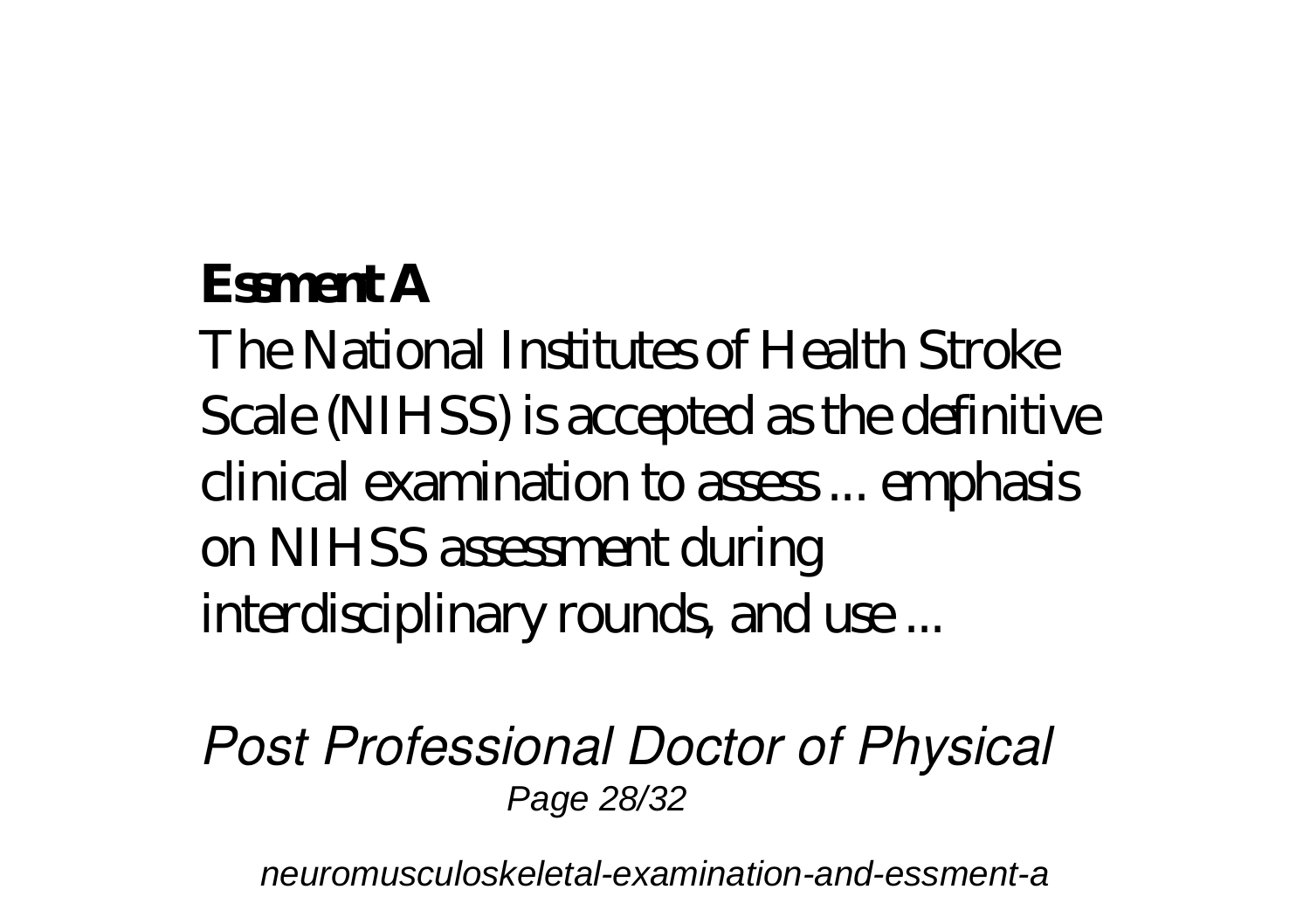**Essment A**

The National Institutes of Health Stroke Scale (NIHSS) is accepted as the definitive clinical examination to assess ... emphasis on NIHSS assessment during interdisciplinary rounds, and use ...

*Post Professional Doctor of Physical*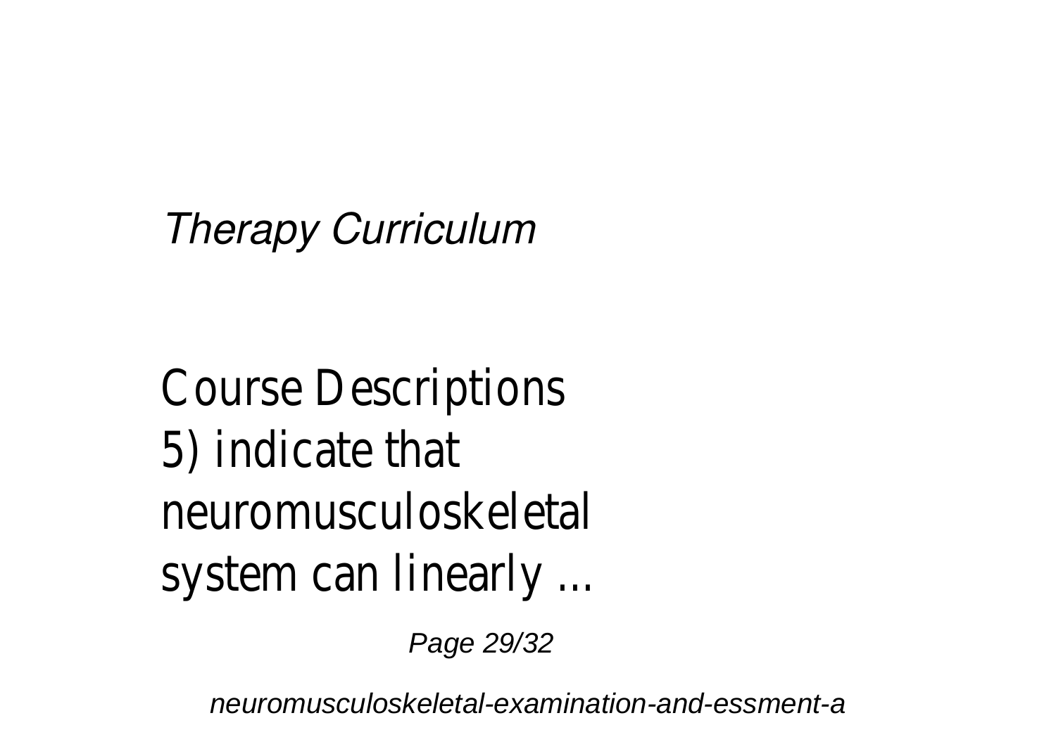*Therapy Curriculum*

Course Descriptions
5) indicate that
neuromusculoskeletal
system can linearly ...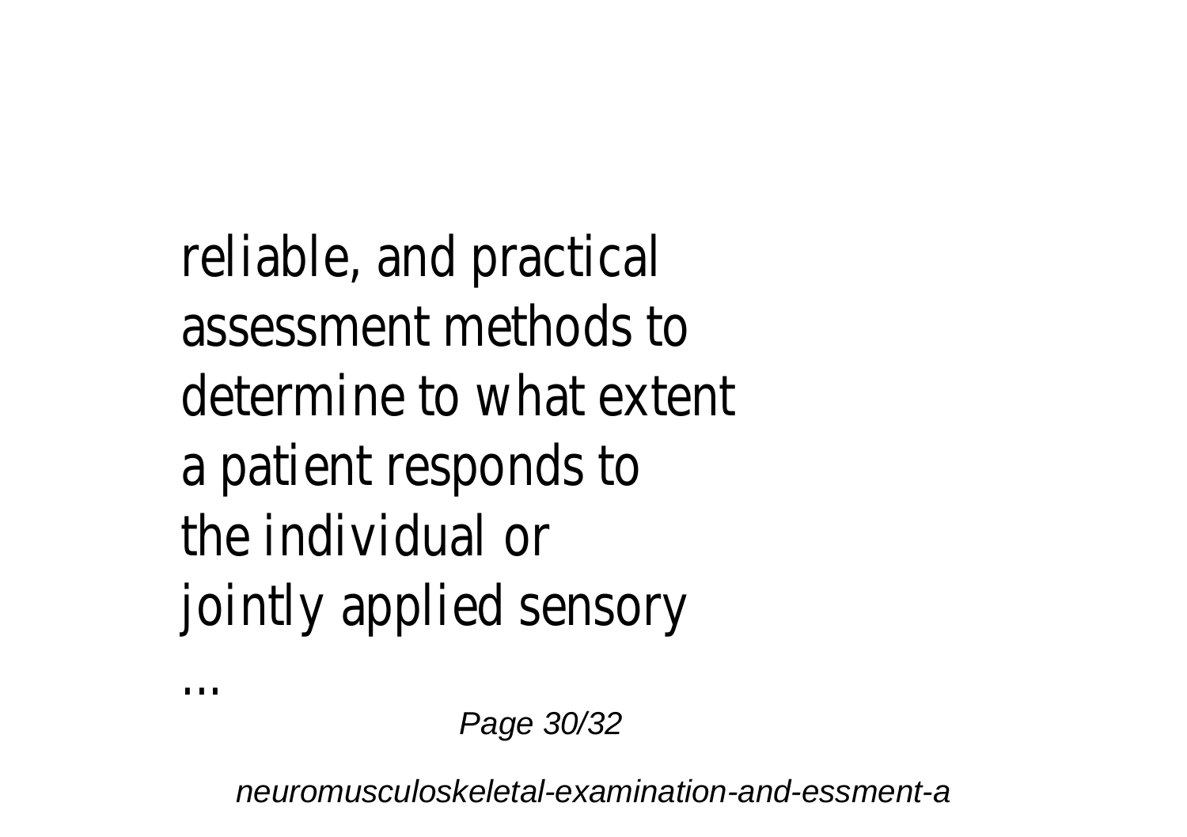reliable, and practical assessment methods to determine to what extent a patient responds to the individual or jointly applied sensory ...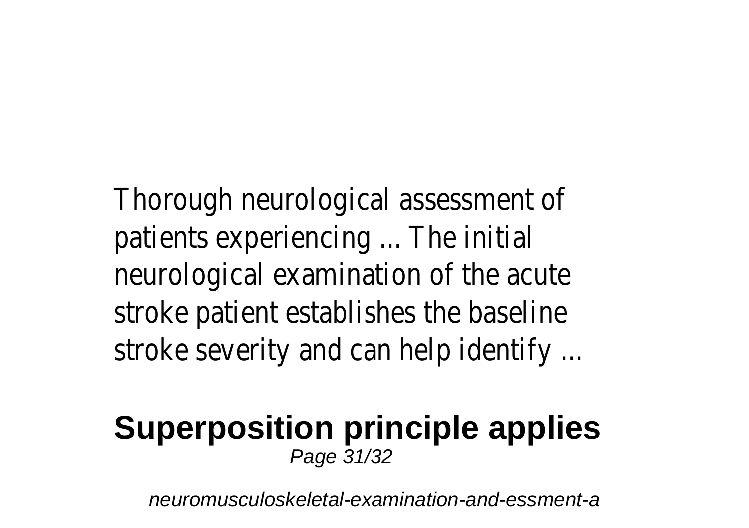Thorough neurological assessment of patients experiencing ... The initial neurological examination of the acute stroke patient establishes the baseline stroke severity and can help identify ...

## Superposition principle applies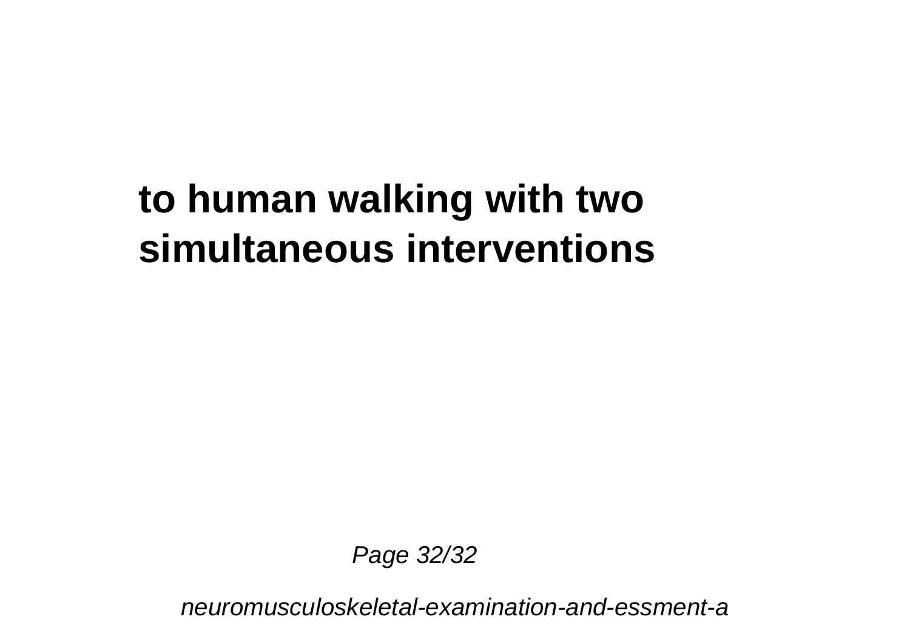**to human walking with two simultaneous interventions**